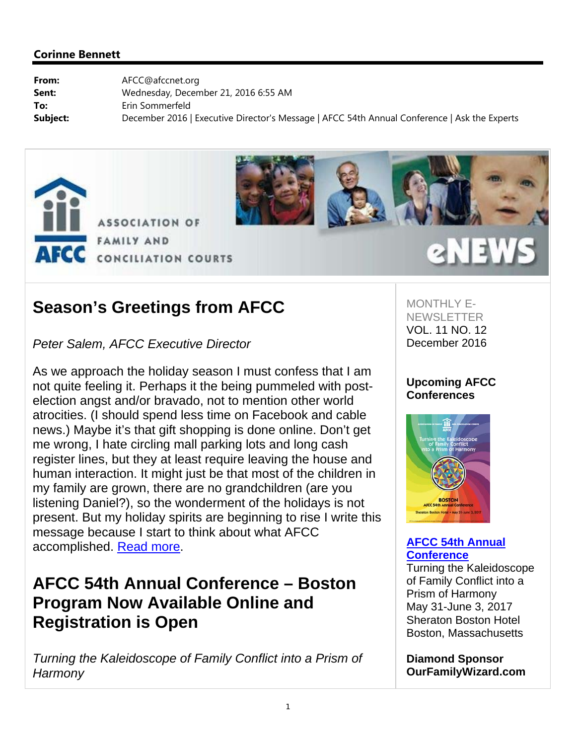**Corinne Bennett**

| | |
|---|---|
| **From:** | AFCC@afccnet.org |
| **Sent:** | Wednesday, December 21, 2016 6:55 AM |
| **To:** | Erin Sommerfeld |
| **Subject:** | December 2016 \| Executive Director's Message \| AFCC 54th Annual Conference \| Ask the Experts |

ASSOCIATION OF FAMILY AND CONCILIATION COURTS

AFCC eNEWS

# Season's Greetings from AFCC

*Peter Salem, AFCC Executive Director*

As we approach the holiday season I must confess that I am not quite feeling it. Perhaps it the being pummeled with post-election angst and/or bravado, not to mention other world atrocities. (I should spend less time on Facebook and cable news.) Maybe it's that gift shopping is done online. Don't get me wrong, I hate circling mall parking lots and long cash register lines, but they at least require leaving the house and human interaction. It might just be that most of the children in my family are grown, there are no grandchildren (are you listening Daniel?), so the wonderment of the holidays is not present. But my holiday spirits are beginning to rise I write this message because I start to think about what AFCC accomplished. Read more.

# AFCC 54th Annual Conference – Boston Program Now Available Online and Registration is Open

*Turning the Kaleidoscope of Family Conflict into a Prism of Harmony*

MONTHLY E-NEWSLETTER
VOL. 11 NO. 12
December 2016

**Upcoming AFCC Conferences**

**AFCC 54th Annual Conference**
Turning the Kaleidoscope of Family Conflict into a Prism of Harmony
May 31-June 3, 2017
Sheraton Boston Hotel
Boston, Massachusetts

**Diamond Sponsor**
**OurFamilyWizard.com**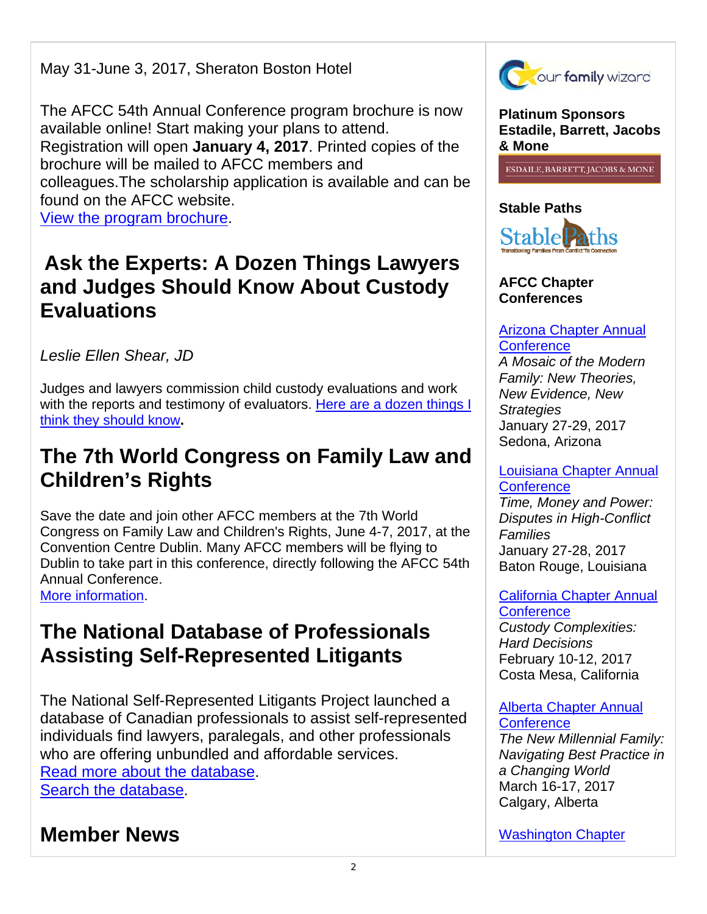May 31-June 3, 2017, Sheraton Boston Hotel

The AFCC 54th Annual Conference program brochure is now available online! Start making your plans to attend. Registration will open **January 4, 2017**. Printed copies of the brochure will be mailed to AFCC members and colleagues.The scholarship application is available and can be found on the AFCC website.
View the program brochure.

## Ask the Experts: A Dozen Things Lawyers and Judges Should Know About Custody Evaluations

*Leslie Ellen Shear, JD*

Judges and lawyers commission child custody evaluations and work with the reports and testimony of evaluators. Here are a dozen things I think they should know**.**

## The 7th World Congress on Family Law and Children's Rights

Save the date and join other AFCC members at the 7th World Congress on Family Law and Children's Rights, June 4-7, 2017, at the Convention Centre Dublin. Many AFCC members will be flying to Dublin to take part in this conference, directly following the AFCC 54th Annual Conference.
More information.

## The National Database of Professionals Assisting Self-Represented Litigants

The National Self-Represented Litigants Project launched a database of Canadian professionals to assist self-represented individuals find lawyers, paralegals, and other professionals who are offering unbundled and affordable services.
Read more about the database.
Search the database.

## Member News

our family wizard

**Platinum Sponsors**
**Estadile, Barrett, Jacobs & Mone**

ESDAILE, BARRETT, JACOBS & MONE

**Stable Paths**

StablePaths
Transitioning Families From Conflict To Connection

**AFCC Chapter Conferences**

Arizona Chapter Annual Conference
*A Mosaic of the Modern Family: New Theories, New Evidence, New Strategies*
January 27-29, 2017
Sedona, Arizona

Louisiana Chapter Annual Conference
*Time, Money and Power: Disputes in High-Conflict Families*
January 27-28, 2017
Baton Rouge, Louisiana

California Chapter Annual Conference
*Custody Complexities: Hard Decisions*
February 10-12, 2017
Costa Mesa, California

Alberta Chapter Annual Conference
*The New Millennial Family: Navigating Best Practice in a Changing World*
March 16-17, 2017
Calgary, Alberta

Washington Chapter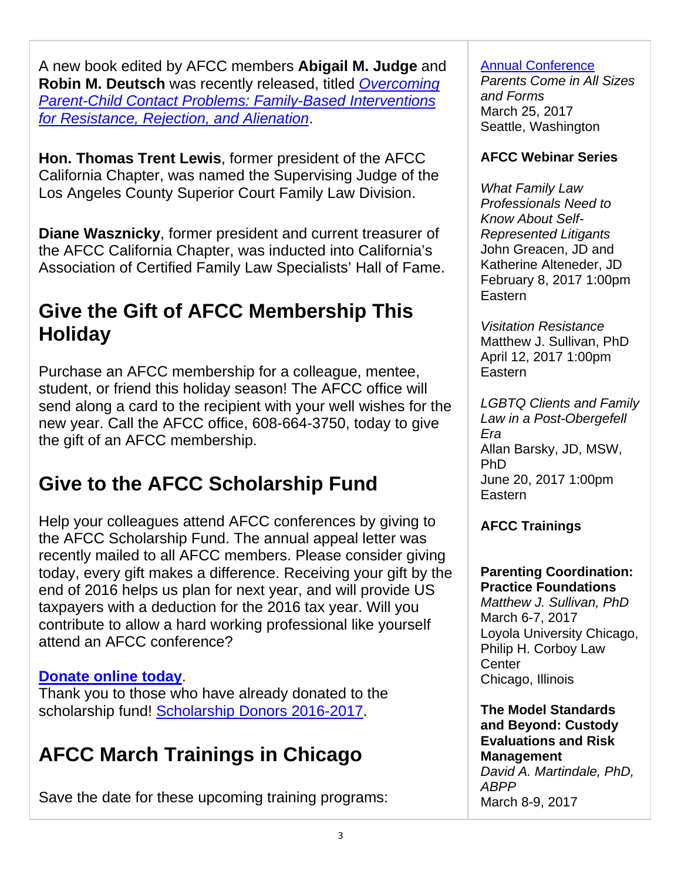A new book edited by AFCC members **Abigail M. Judge** and **Robin M. Deutsch** was recently released, titled *Overcoming Parent-Child Contact Problems: Family-Based Interventions for Resistance, Rejection, and Alienation*.

**Hon. Thomas Trent Lewis**, former president of the AFCC California Chapter, was named the Supervising Judge of the Los Angeles County Superior Court Family Law Division.

**Diane Wasznicky**, former president and current treasurer of the AFCC California Chapter, was inducted into California's Association of Certified Family Law Specialists' Hall of Fame.

## Give the Gift of AFCC Membership This Holiday

Purchase an AFCC membership for a colleague, mentee, student, or friend this holiday season! The AFCC office will send along a card to the recipient with your well wishes for the new year. Call the AFCC office, 608-664-3750, today to give the gift of an AFCC membership.

## Give to the AFCC Scholarship Fund

Help your colleagues attend AFCC conferences by giving to the AFCC Scholarship Fund. The annual appeal letter was recently mailed to all AFCC members. Please consider giving today, every gift makes a difference. Receiving your gift by the end of 2016 helps us plan for next year, and will provide US taxpayers with a deduction for the 2016 tax year. Will you contribute to allow a hard working professional like yourself attend an AFCC conference?

**Donate online today**.
Thank you to those who have already donated to the scholarship fund! Scholarship Donors 2016-2017.

## AFCC March Trainings in Chicago

Save the date for these upcoming training programs:

Annual Conference
*Parents Come in All Sizes and Forms*
March 25, 2017
Seattle, Washington

**AFCC Webinar Series**

*What Family Law Professionals Need to Know About Self-Represented Litigants*
John Greacen, JD and Katherine Alteneder, JD
February 8, 2017 1:00pm Eastern

*Visitation Resistance*
Matthew J. Sullivan, PhD
April 12, 2017 1:00pm Eastern

*LGBTQ Clients and Family Law in a Post-Obergefell Era*
Allan Barsky, JD, MSW, PhD
June 20, 2017 1:00pm Eastern

**AFCC Trainings**

**Parenting Coordination: Practice Foundations**
*Matthew J. Sullivan, PhD*
March 6-7, 2017
Loyola University Chicago, Philip H. Corboy Law Center
Chicago, Illinois

**The Model Standards and Beyond: Custody Evaluations and Risk Management**
*David A. Martindale, PhD, ABPP*
March 8-9, 2017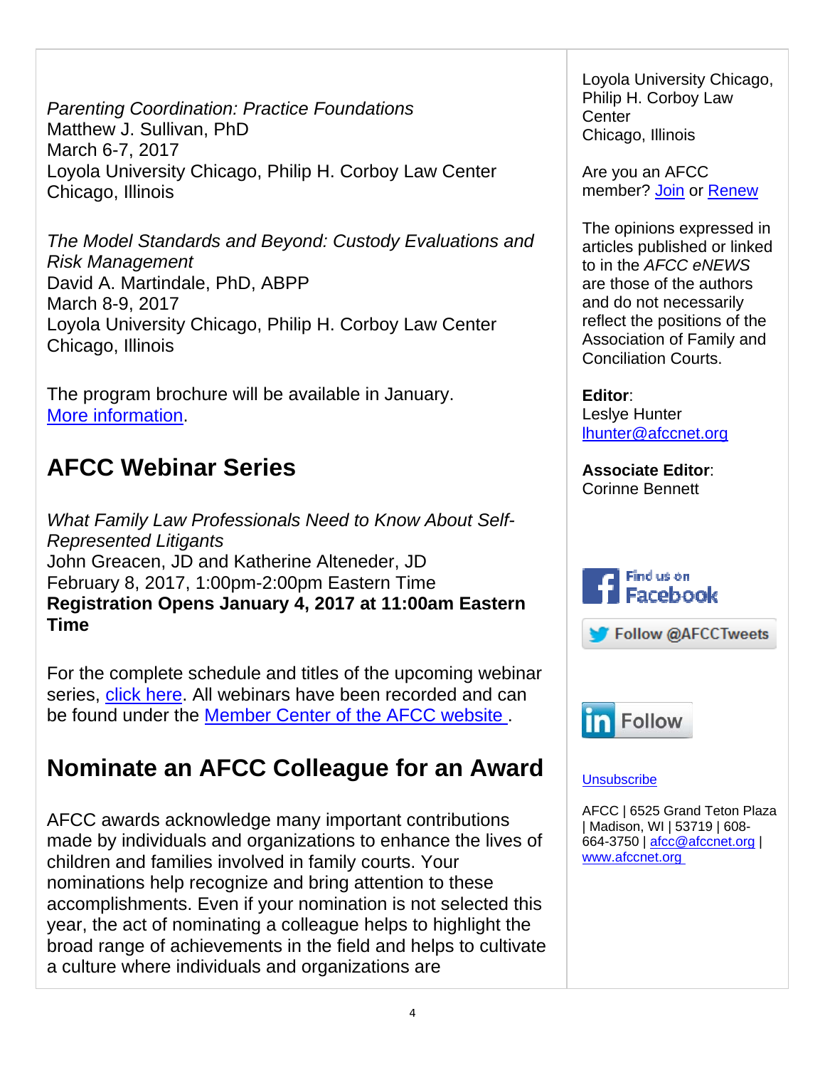*Parenting Coordination: Practice Foundations*
Matthew J. Sullivan, PhD
March 6-7, 2017
Loyola University Chicago, Philip H. Corboy Law Center
Chicago, Illinois

*The Model Standards and Beyond: Custody Evaluations and Risk Management*
David A. Martindale, PhD, ABPP
March 8-9, 2017
Loyola University Chicago, Philip H. Corboy Law Center
Chicago, Illinois

The program brochure will be available in January. More information.

## AFCC Webinar Series

*What Family Law Professionals Need to Know About Self-Represented Litigants*
John Greacen, JD and Katherine Alteneder, JD
February 8, 2017, 1:00pm-2:00pm Eastern Time
**Registration Opens January 4, 2017 at 11:00am Eastern Time**

For the complete schedule and titles of the upcoming webinar series, click here. All webinars have been recorded and can be found under the Member Center of the AFCC website .

## Nominate an AFCC Colleague for an Award

AFCC awards acknowledge many important contributions made by individuals and organizations to enhance the lives of children and families involved in family courts. Your nominations help recognize and bring attention to these accomplishments. Even if your nomination is not selected this year, the act of nominating a colleague helps to highlight the broad range of achievements in the field and helps to cultivate a culture where individuals and organizations are

Loyola University Chicago, Philip H. Corboy Law Center
Chicago, Illinois

Are you an AFCC member? Join or Renew

The opinions expressed in articles published or linked to in the *AFCC eNEWS* are those of the authors and do not necessarily reflect the positions of the Association of Family and Conciliation Courts.

**Editor**:
Leslye Hunter
lhunter@afccnet.org

**Associate Editor**:
Corinne Bennett

Find us on Facebook

Follow @AFCCTweets

Follow

Unsubscribe

AFCC | 6525 Grand Teton Plaza | Madison, WI | 53719 | 608-664-3750 | afcc@afccnet.org | www.afccnet.org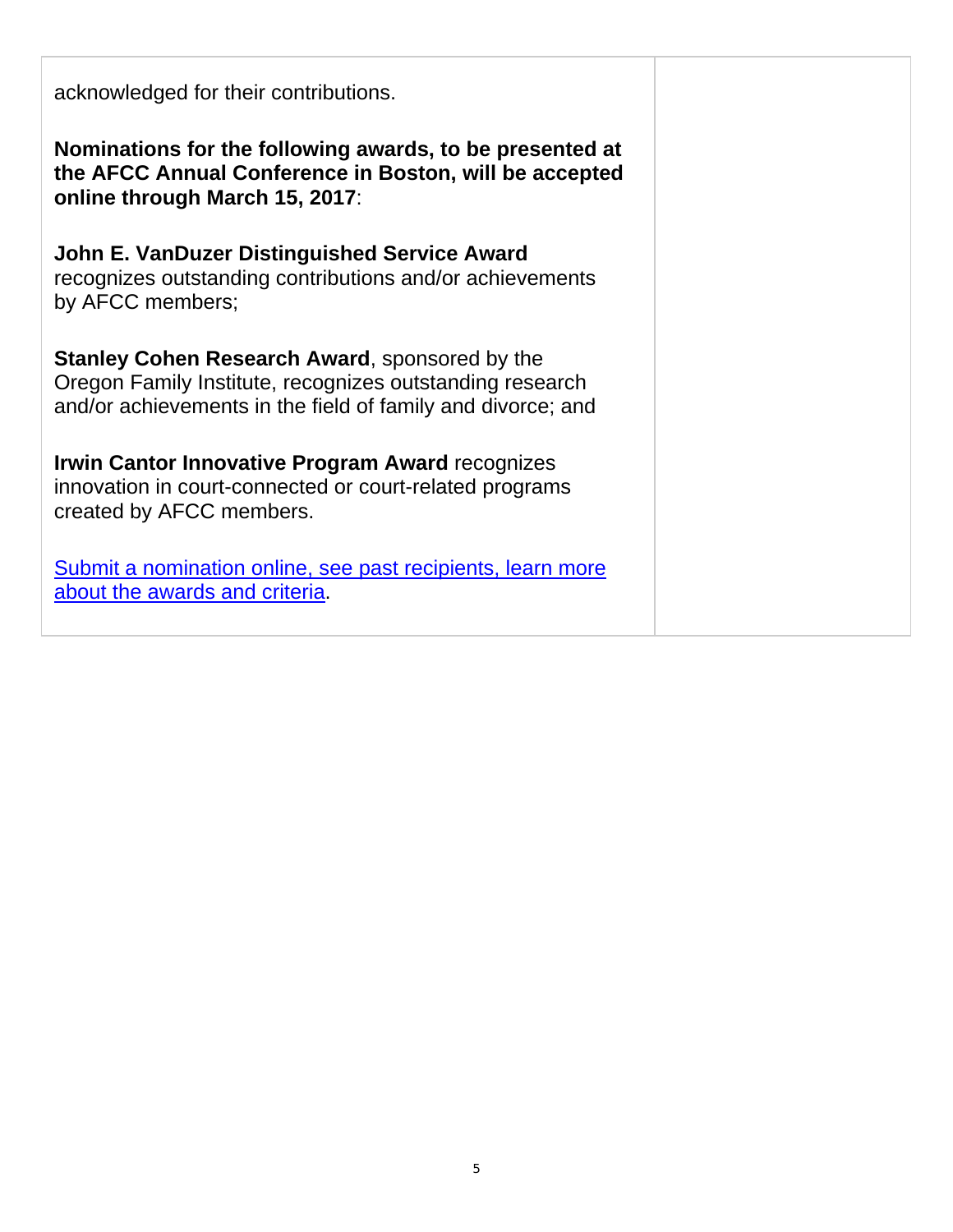acknowledged for their contributions.

**Nominations for the following awards, to be presented at the AFCC Annual Conference in Boston, will be accepted online through March 15, 2017**:

**John E. VanDuzer Distinguished Service Award** recognizes outstanding contributions and/or achievements by AFCC members;

**Stanley Cohen Research Award**, sponsored by the Oregon Family Institute, recognizes outstanding research and/or achievements in the field of family and divorce; and

**Irwin Cantor Innovative Program Award** recognizes innovation in court-connected or court-related programs created by AFCC members.

Submit a nomination online, see past recipients, learn more about the awards and criteria.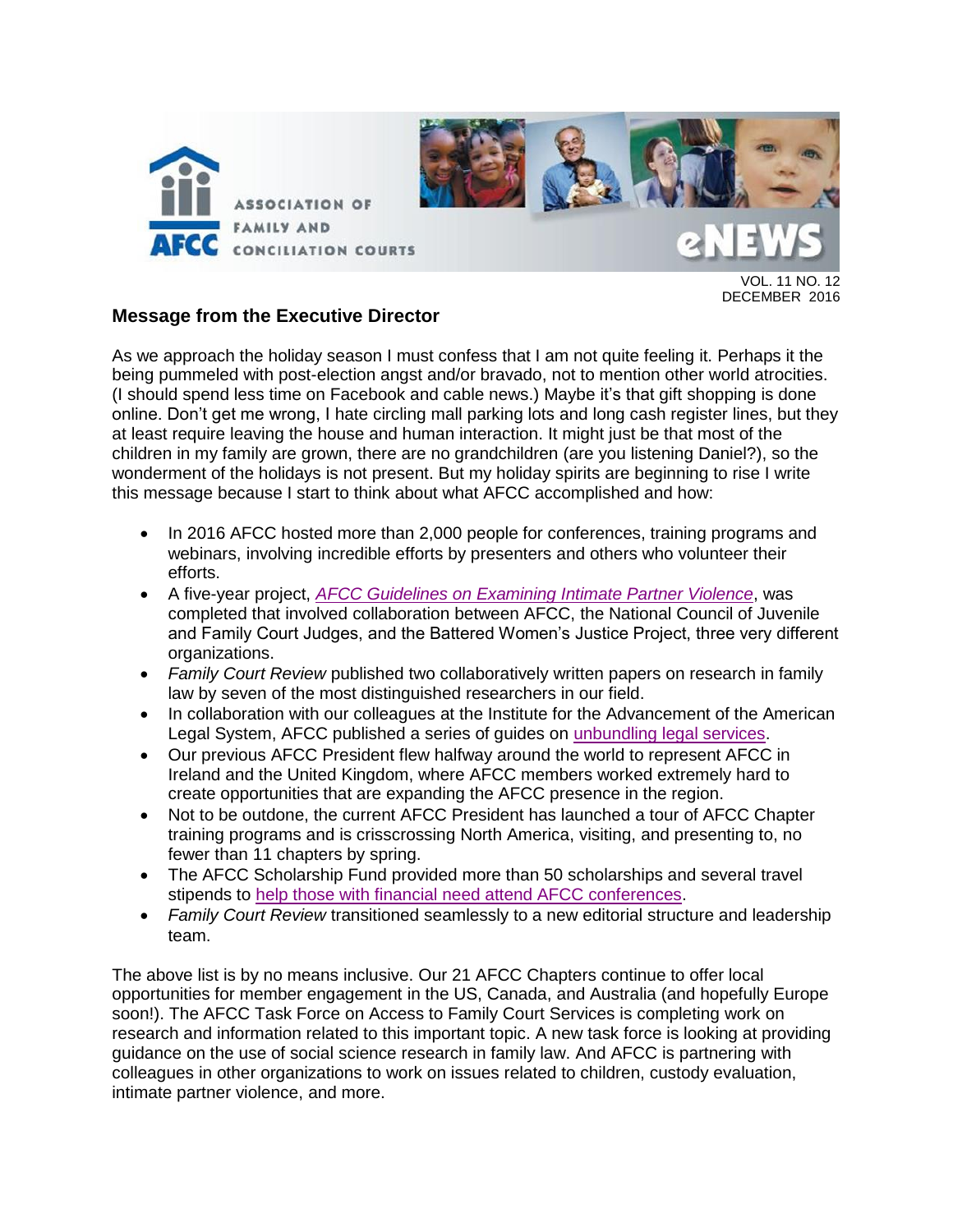ASSOCIATION OF FAMILY AND CONCILIATION COURTS

eNEWS

VOL. 11 NO. 12
DECEMBER 2016

## Message from the Executive Director

As we approach the holiday season I must confess that I am not quite feeling it. Perhaps it the being pummeled with post-election angst and/or bravado, not to mention other world atrocities. (I should spend less time on Facebook and cable news.) Maybe it's that gift shopping is done online. Don't get me wrong, I hate circling mall parking lots and long cash register lines, but they at least require leaving the house and human interaction. It might just be that most of the children in my family are grown, there are no grandchildren (are you listening Daniel?), so the wonderment of the holidays is not present. But my holiday spirits are beginning to rise I write this message because I start to think about what AFCC accomplished and how:

- In 2016 AFCC hosted more than 2,000 people for conferences, training programs and webinars, involving incredible efforts by presenters and others who volunteer their efforts.
- A five-year project, *AFCC Guidelines on Examining Intimate Partner Violence*, was completed that involved collaboration between AFCC, the National Council of Juvenile and Family Court Judges, and the Battered Women's Justice Project, three very different organizations.
- *Family Court Review* published two collaboratively written papers on research in family law by seven of the most distinguished researchers in our field.
- In collaboration with our colleagues at the Institute for the Advancement of the American Legal System, AFCC published a series of guides on unbundling legal services.
- Our previous AFCC President flew halfway around the world to represent AFCC in Ireland and the United Kingdom, where AFCC members worked extremely hard to create opportunities that are expanding the AFCC presence in the region.
- Not to be outdone, the current AFCC President has launched a tour of AFCC Chapter training programs and is crisscrossing North America, visiting, and presenting to, no fewer than 11 chapters by spring.
- The AFCC Scholarship Fund provided more than 50 scholarships and several travel stipends to help those with financial need attend AFCC conferences.
- *Family Court Review* transitioned seamlessly to a new editorial structure and leadership team.

The above list is by no means inclusive. Our 21 AFCC Chapters continue to offer local opportunities for member engagement in the US, Canada, and Australia (and hopefully Europe soon!). The AFCC Task Force on Access to Family Court Services is completing work on research and information related to this important topic. A new task force is looking at providing guidance on the use of social science research in family law. And AFCC is partnering with colleagues in other organizations to work on issues related to children, custody evaluation, intimate partner violence, and more.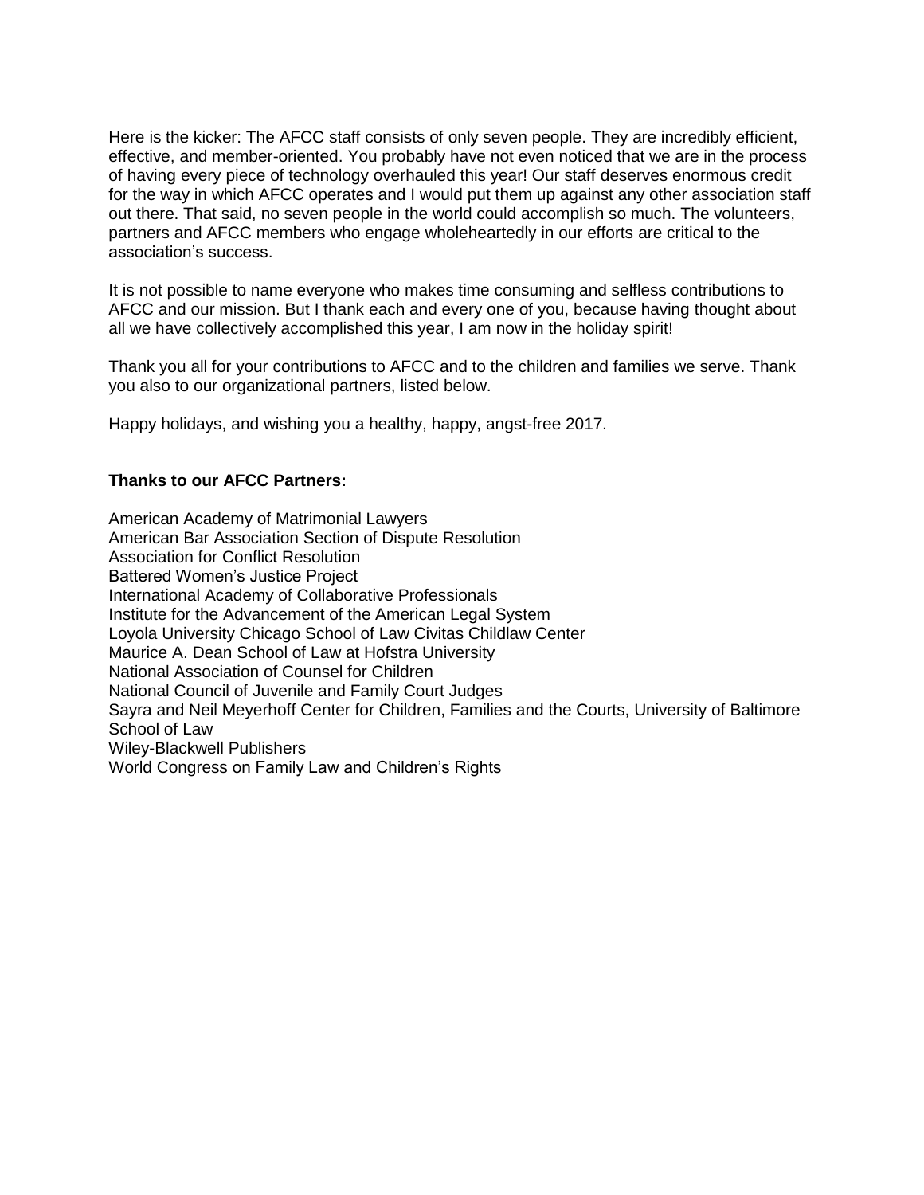Here is the kicker: The AFCC staff consists of only seven people. They are incredibly efficient, effective, and member-oriented. You probably have not even noticed that we are in the process of having every piece of technology overhauled this year! Our staff deserves enormous credit for the way in which AFCC operates and I would put them up against any other association staff out there. That said, no seven people in the world could accomplish so much. The volunteers, partners and AFCC members who engage wholeheartedly in our efforts are critical to the association's success.

It is not possible to name everyone who makes time consuming and selfless contributions to AFCC and our mission. But I thank each and every one of you, because having thought about all we have collectively accomplished this year, I am now in the holiday spirit!

Thank you all for your contributions to AFCC and to the children and families we serve. Thank you also to our organizational partners, listed below.

Happy holidays, and wishing you a healthy, happy, angst-free 2017.

**Thanks to our AFCC Partners:**

American Academy of Matrimonial Lawyers
American Bar Association Section of Dispute Resolution
Association for Conflict Resolution
Battered Women's Justice Project
International Academy of Collaborative Professionals
Institute for the Advancement of the American Legal System
Loyola University Chicago School of Law Civitas Childlaw Center
Maurice A. Dean School of Law at Hofstra University
National Association of Counsel for Children
National Council of Juvenile and Family Court Judges
Sayra and Neil Meyerhoff Center for Children, Families and the Courts, University of Baltimore School of Law
Wiley-Blackwell Publishers
World Congress on Family Law and Children's Rights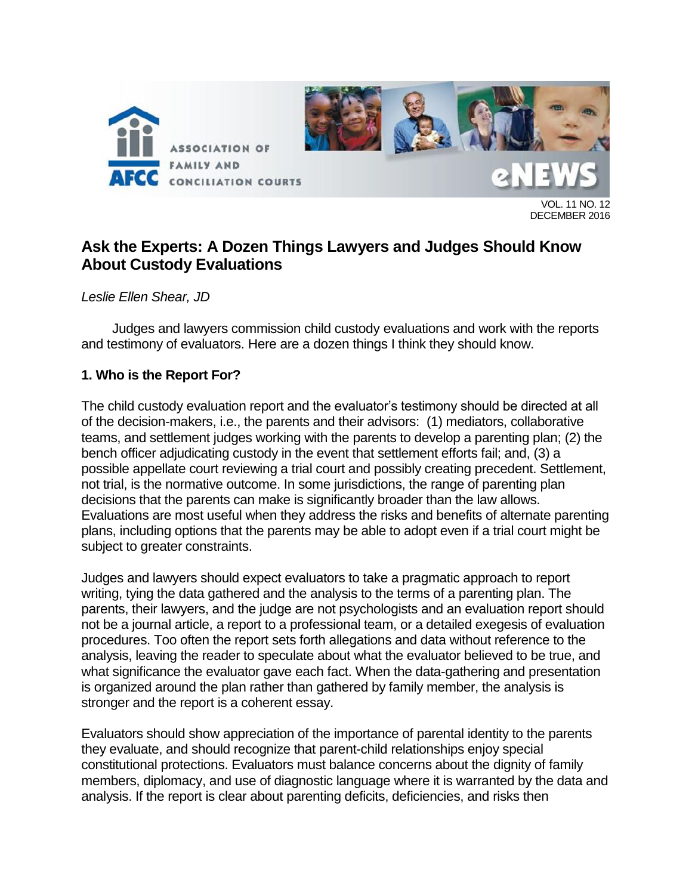# Ask the Experts: A Dozen Things Lawyers and Judges Should Know About Custody Evaluations

*Leslie Ellen Shear, JD*

Judges and lawyers commission child custody evaluations and work with the reports and testimony of evaluators. Here are a dozen things I think they should know.

## 1. Who is the Report For?

The child custody evaluation report and the evaluator's testimony should be directed at all of the decision-makers, i.e., the parents and their advisors: (1) mediators, collaborative teams, and settlement judges working with the parents to develop a parenting plan; (2) the bench officer adjudicating custody in the event that settlement efforts fail; and, (3) a possible appellate court reviewing a trial court and possibly creating precedent. Settlement, not trial, is the normative outcome. In some jurisdictions, the range of parenting plan decisions that the parents can make is significantly broader than the law allows. Evaluations are most useful when they address the risks and benefits of alternate parenting plans, including options that the parents may be able to adopt even if a trial court might be subject to greater constraints.

Judges and lawyers should expect evaluators to take a pragmatic approach to report writing, tying the data gathered and the analysis to the terms of a parenting plan. The parents, their lawyers, and the judge are not psychologists and an evaluation report should not be a journal article, a report to a professional team, or a detailed exegesis of evaluation procedures. Too often the report sets forth allegations and data without reference to the analysis, leaving the reader to speculate about what the evaluator believed to be true, and what significance the evaluator gave each fact. When the data-gathering and presentation is organized around the plan rather than gathered by family member, the analysis is stronger and the report is a coherent essay.

Evaluators should show appreciation of the importance of parental identity to the parents they evaluate, and should recognize that parent-child relationships enjoy special constitutional protections. Evaluators must balance concerns about the dignity of family members, diplomacy, and use of diagnostic language where it is warranted by the data and analysis. If the report is clear about parenting deficits, deficiencies, and risks then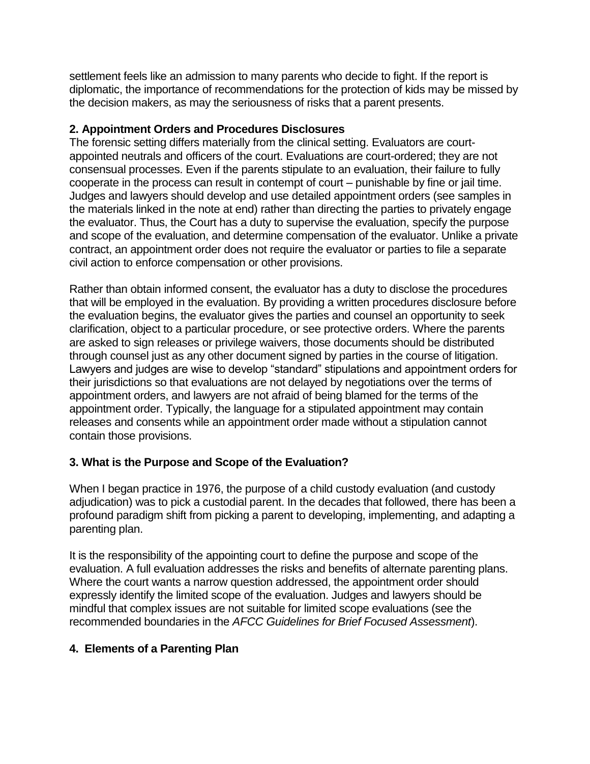settlement feels like an admission to many parents who decide to fight. If the report is diplomatic, the importance of recommendations for the protection of kids may be missed by the decision makers, as may the seriousness of risks that a parent presents.

**2. Appointment Orders and Procedures Disclosures**

The forensic setting differs materially from the clinical setting. Evaluators are court-appointed neutrals and officers of the court. Evaluations are court-ordered; they are not consensual processes. Even if the parents stipulate to an evaluation, their failure to fully cooperate in the process can result in contempt of court – punishable by fine or jail time. Judges and lawyers should develop and use detailed appointment orders (see samples in the materials linked in the note at end) rather than directing the parties to privately engage the evaluator. Thus, the Court has a duty to supervise the evaluation, specify the purpose and scope of the evaluation, and determine compensation of the evaluator. Unlike a private contract, an appointment order does not require the evaluator or parties to file a separate civil action to enforce compensation or other provisions.

Rather than obtain informed consent, the evaluator has a duty to disclose the procedures that will be employed in the evaluation. By providing a written procedures disclosure before the evaluation begins, the evaluator gives the parties and counsel an opportunity to seek clarification, object to a particular procedure, or see protective orders. Where the parents are asked to sign releases or privilege waivers, those documents should be distributed through counsel just as any other document signed by parties in the course of litigation. Lawyers and judges are wise to develop "standard" stipulations and appointment orders for their jurisdictions so that evaluations are not delayed by negotiations over the terms of appointment orders, and lawyers are not afraid of being blamed for the terms of the appointment order. Typically, the language for a stipulated appointment may contain releases and consents while an appointment order made without a stipulation cannot contain those provisions.

**3. What is the Purpose and Scope of the Evaluation?**

When I began practice in 1976, the purpose of a child custody evaluation (and custody adjudication) was to pick a custodial parent. In the decades that followed, there has been a profound paradigm shift from picking a parent to developing, implementing, and adapting a parenting plan.

It is the responsibility of the appointing court to define the purpose and scope of the evaluation. A full evaluation addresses the risks and benefits of alternate parenting plans. Where the court wants a narrow question addressed, the appointment order should expressly identify the limited scope of the evaluation. Judges and lawyers should be mindful that complex issues are not suitable for limited scope evaluations (see the recommended boundaries in the *AFCC Guidelines for Brief Focused Assessment*).

**4. Elements of a Parenting Plan**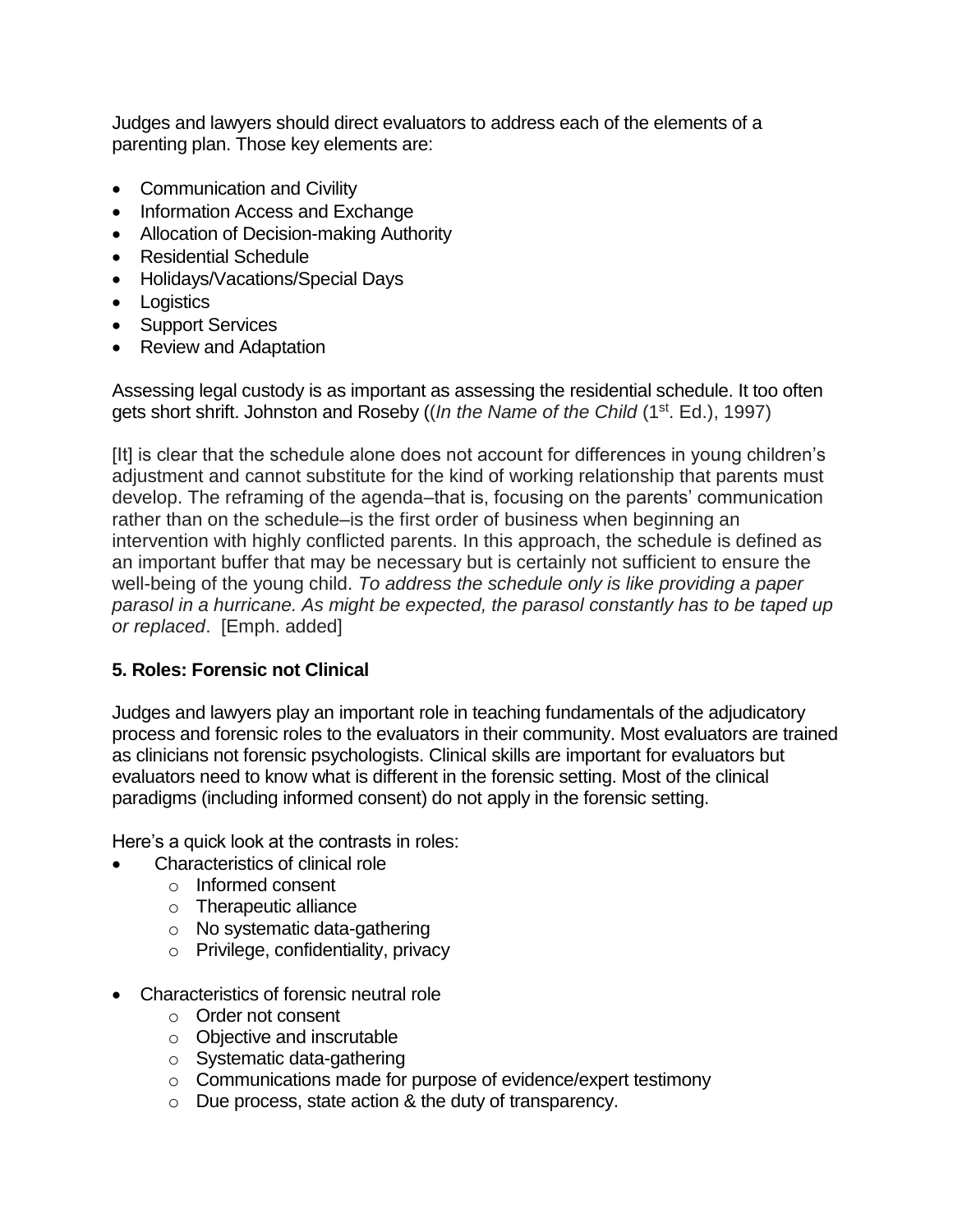Judges and lawyers should direct evaluators to address each of the elements of a parenting plan. Those key elements are:

- Communication and Civility
- Information Access and Exchange
- Allocation of Decision-making Authority
- Residential Schedule
- Holidays/Vacations/Special Days
- Logistics
- Support Services
- Review and Adaptation

Assessing legal custody is as important as assessing the residential schedule. It too often gets short shrift. Johnston and Roseby ((*In the Name of the Child* (1st. Ed.), 1997)

[It] is clear that the schedule alone does not account for differences in young children's adjustment and cannot substitute for the kind of working relationship that parents must develop. The reframing of the agenda–that is, focusing on the parents' communication rather than on the schedule–is the first order of business when beginning an intervention with highly conflicted parents. In this approach, the schedule is defined as an important buffer that may be necessary but is certainly not sufficient to ensure the well-being of the young child. *To address the schedule only is like providing a paper parasol in a hurricane. As might be expected, the parasol constantly has to be taped up or replaced*. [Emph. added]

**5. Roles: Forensic not Clinical**

Judges and lawyers play an important role in teaching fundamentals of the adjudicatory process and forensic roles to the evaluators in their community. Most evaluators are trained as clinicians not forensic psychologists. Clinical skills are important for evaluators but evaluators need to know what is different in the forensic setting. Most of the clinical paradigms (including informed consent) do not apply in the forensic setting.

Here's a quick look at the contrasts in roles:

- Characteristics of clinical role
  - Informed consent
  - Therapeutic alliance
  - No systematic data-gathering
  - Privilege, confidentiality, privacy

- Characteristics of forensic neutral role
  - Order not consent
  - Objective and inscrutable
  - Systematic data-gathering
  - Communications made for purpose of evidence/expert testimony
  - Due process, state action & the duty of transparency.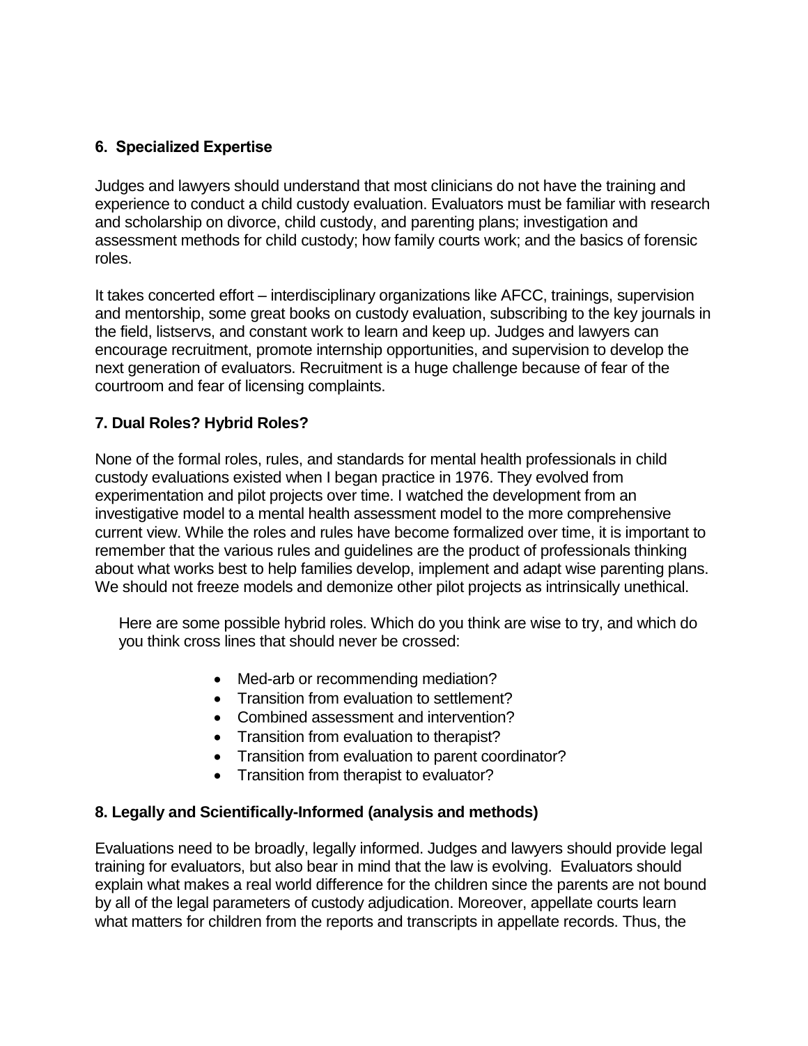### 6. Specialized Expertise

Judges and lawyers should understand that most clinicians do not have the training and experience to conduct a child custody evaluation. Evaluators must be familiar with research and scholarship on divorce, child custody, and parenting plans; investigation and assessment methods for child custody; how family courts work; and the basics of forensic roles.

It takes concerted effort – interdisciplinary organizations like AFCC, trainings, supervision and mentorship, some great books on custody evaluation, subscribing to the key journals in the field, listservs, and constant work to learn and keep up. Judges and lawyers can encourage recruitment, promote internship opportunities, and supervision to develop the next generation of evaluators. Recruitment is a huge challenge because of fear of the courtroom and fear of licensing complaints.

### 7. Dual Roles? Hybrid Roles?

None of the formal roles, rules, and standards for mental health professionals in child custody evaluations existed when I began practice in 1976. They evolved from experimentation and pilot projects over time. I watched the development from an investigative model to a mental health assessment model to the more comprehensive current view. While the roles and rules have become formalized over time, it is important to remember that the various rules and guidelines are the product of professionals thinking about what works best to help families develop, implement and adapt wise parenting plans. We should not freeze models and demonize other pilot projects as intrinsically unethical.

Here are some possible hybrid roles. Which do you think are wise to try, and which do you think cross lines that should never be crossed:

- Med-arb or recommending mediation?
- Transition from evaluation to settlement?
- Combined assessment and intervention?
- Transition from evaluation to therapist?
- Transition from evaluation to parent coordinator?
- Transition from therapist to evaluator?

### 8. Legally and Scientifically-Informed (analysis and methods)

Evaluations need to be broadly, legally informed. Judges and lawyers should provide legal training for evaluators, but also bear in mind that the law is evolving. Evaluators should explain what makes a real world difference for the children since the parents are not bound by all of the legal parameters of custody adjudication. Moreover, appellate courts learn what matters for children from the reports and transcripts in appellate records. Thus, the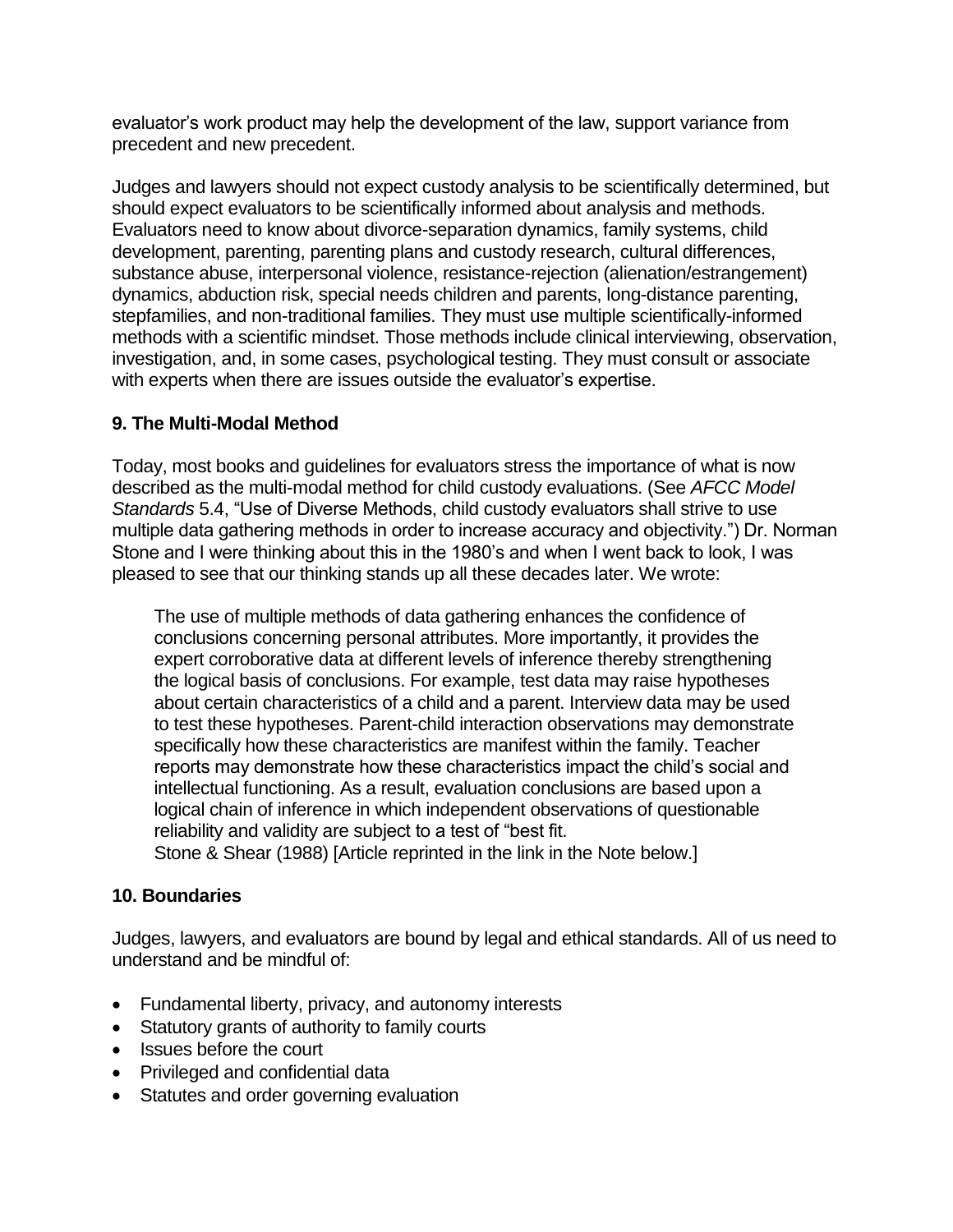evaluator's work product may help the development of the law, support variance from precedent and new precedent.

Judges and lawyers should not expect custody analysis to be scientifically determined, but should expect evaluators to be scientifically informed about analysis and methods. Evaluators need to know about divorce-separation dynamics, family systems, child development, parenting, parenting plans and custody research, cultural differences, substance abuse, interpersonal violence, resistance-rejection (alienation/estrangement) dynamics, abduction risk, special needs children and parents, long-distance parenting, stepfamilies, and non-traditional families. They must use multiple scientifically-informed methods with a scientific mindset. Those methods include clinical interviewing, observation, investigation, and, in some cases, psychological testing. They must consult or associate with experts when there are issues outside the evaluator's expertise.

**9. The Multi-Modal Method**

Today, most books and guidelines for evaluators stress the importance of what is now described as the multi-modal method for child custody evaluations. (See *AFCC Model Standards* 5.4, "Use of Diverse Methods, child custody evaluators shall strive to use multiple data gathering methods in order to increase accuracy and objectivity.") Dr. Norman Stone and I were thinking about this in the 1980's and when I went back to look, I was pleased to see that our thinking stands up all these decades later. We wrote:

> The use of multiple methods of data gathering enhances the confidence of conclusions concerning personal attributes. More importantly, it provides the expert corroborative data at different levels of inference thereby strengthening the logical basis of conclusions. For example, test data may raise hypotheses about certain characteristics of a child and a parent. Interview data may be used to test these hypotheses. Parent-child interaction observations may demonstrate specifically how these characteristics are manifest within the family. Teacher reports may demonstrate how these characteristics impact the child's social and intellectual functioning. As a result, evaluation conclusions are based upon a logical chain of inference in which independent observations of questionable reliability and validity are subject to a test of "best fit.
> Stone & Shear (1988) [Article reprinted in the link in the Note below.]

**10. Boundaries**

Judges, lawyers, and evaluators are bound by legal and ethical standards. All of us need to understand and be mindful of:

- Fundamental liberty, privacy, and autonomy interests
- Statutory grants of authority to family courts
- Issues before the court
- Privileged and confidential data
- Statutes and order governing evaluation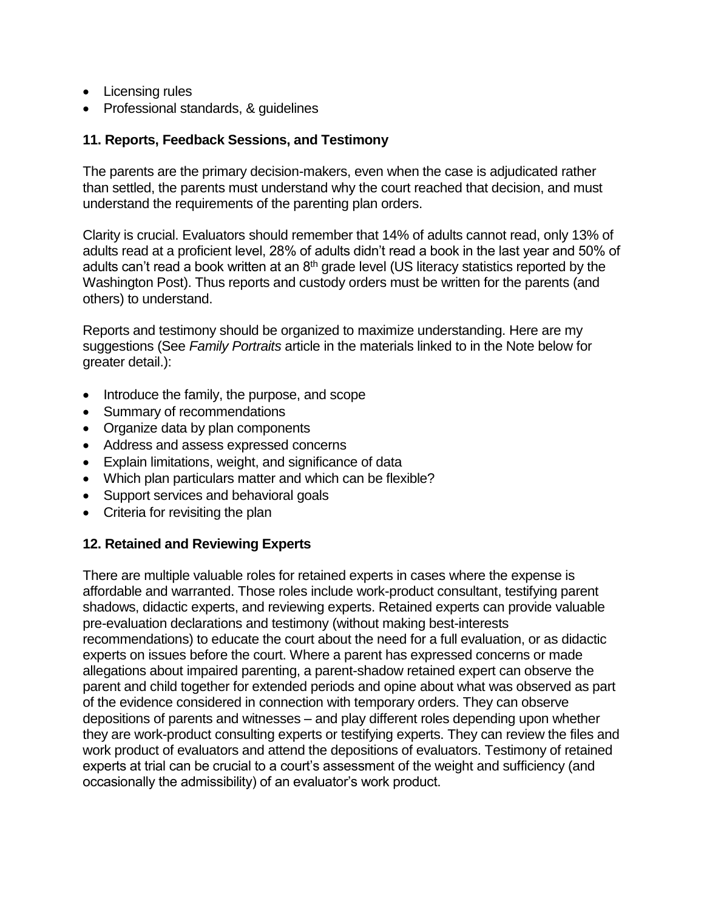- Licensing rules
- Professional standards, & guidelines

### 11. Reports, Feedback Sessions, and Testimony

The parents are the primary decision-makers, even when the case is adjudicated rather than settled, the parents must understand why the court reached that decision, and must understand the requirements of the parenting plan orders.

Clarity is crucial. Evaluators should remember that 14% of adults cannot read, only 13% of adults read at a proficient level, 28% of adults didn't read a book in the last year and 50% of adults can't read a book written at an 8th grade level (US literacy statistics reported by the Washington Post). Thus reports and custody orders must be written for the parents (and others) to understand.

Reports and testimony should be organized to maximize understanding. Here are my suggestions (See *Family Portraits* article in the materials linked to in the Note below for greater detail.):

- Introduce the family, the purpose, and scope
- Summary of recommendations
- Organize data by plan components
- Address and assess expressed concerns
- Explain limitations, weight, and significance of data
- Which plan particulars matter and which can be flexible?
- Support services and behavioral goals
- Criteria for revisiting the plan

### 12. Retained and Reviewing Experts

There are multiple valuable roles for retained experts in cases where the expense is affordable and warranted. Those roles include work-product consultant, testifying parent shadows, didactic experts, and reviewing experts. Retained experts can provide valuable pre-evaluation declarations and testimony (without making best-interests recommendations) to educate the court about the need for a full evaluation, or as didactic experts on issues before the court. Where a parent has expressed concerns or made allegations about impaired parenting, a parent-shadow retained expert can observe the parent and child together for extended periods and opine about what was observed as part of the evidence considered in connection with temporary orders. They can observe depositions of parents and witnesses – and play different roles depending upon whether they are work-product consulting experts or testifying experts. They can review the files and work product of evaluators and attend the depositions of evaluators. Testimony of retained experts at trial can be crucial to a court's assessment of the weight and sufficiency (and occasionally the admissibility) of an evaluator's work product.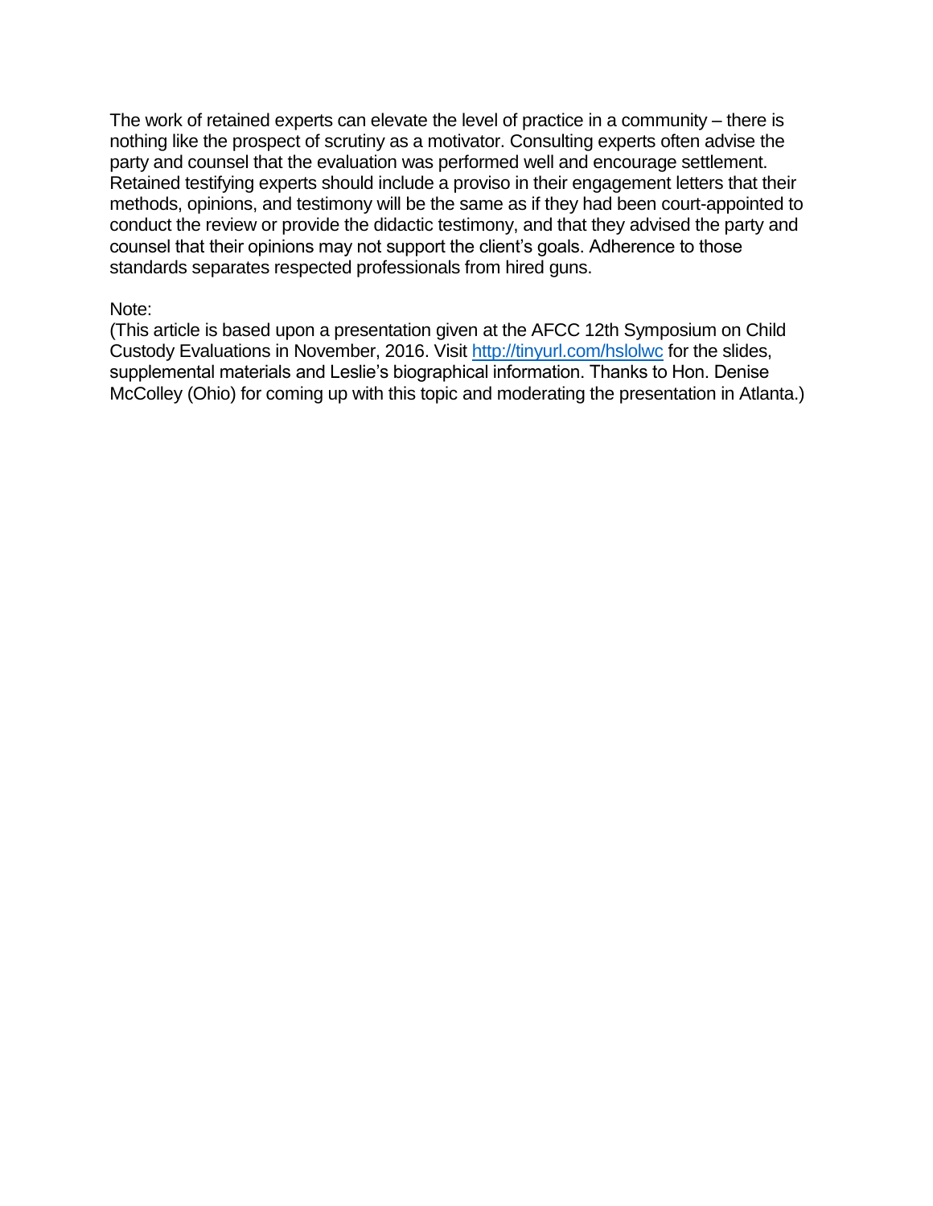The work of retained experts can elevate the level of practice in a community – there is nothing like the prospect of scrutiny as a motivator. Consulting experts often advise the party and counsel that the evaluation was performed well and encourage settlement. Retained testifying experts should include a proviso in their engagement letters that their methods, opinions, and testimony will be the same as if they had been court-appointed to conduct the review or provide the didactic testimony, and that they advised the party and counsel that their opinions may not support the client's goals. Adherence to those standards separates respected professionals from hired guns.

Note:
(This article is based upon a presentation given at the AFCC 12th Symposium on Child Custody Evaluations in November, 2016. Visit http://tinyurl.com/hslolwc for the slides, supplemental materials and Leslie's biographical information. Thanks to Hon. Denise McColley (Ohio) for coming up with this topic and moderating the presentation in Atlanta.)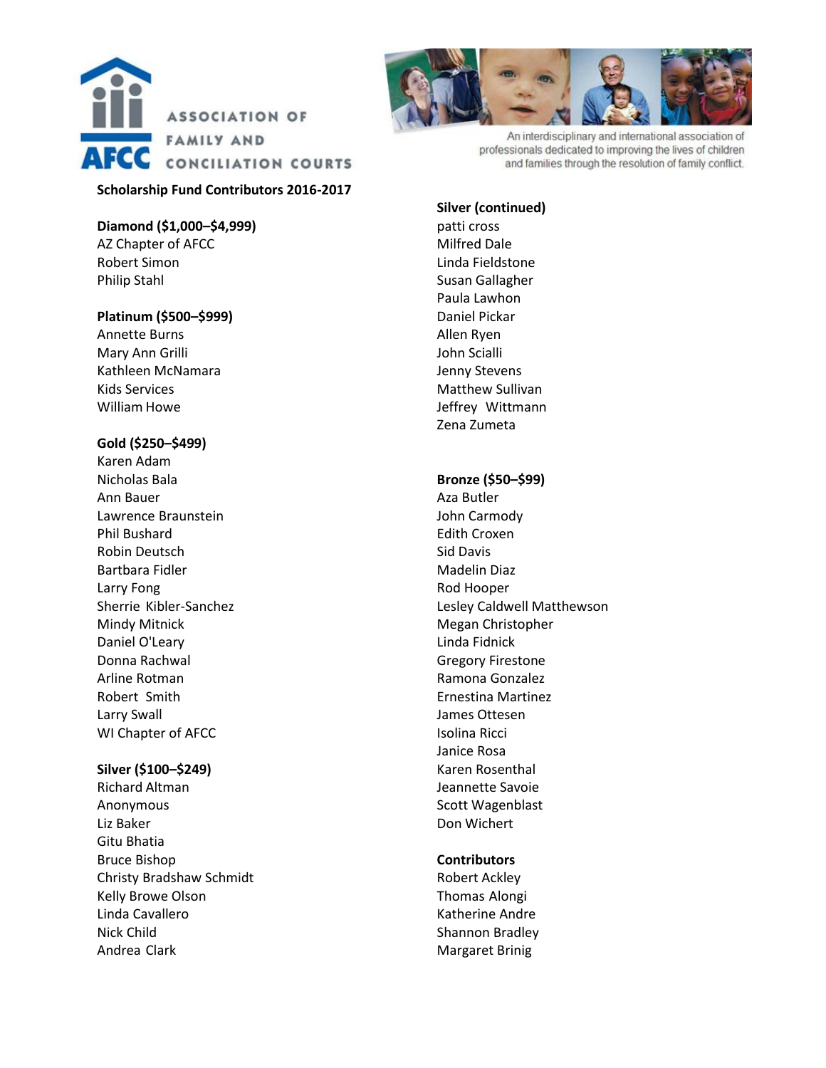ASSOCIATION OF FAMILY AND CONCILIATION COURTS

An interdisciplinary and international association of professionals dedicated to improving the lives of children and families through the resolution of family conflict.

**Scholarship Fund Contributors 2016-2017**

**Diamond ($1,000–$4,999)**
AZ Chapter of AFCC
Robert Simon
Philip Stahl

**Platinum ($500–$999)**
Annette Burns
Mary Ann Grilli
Kathleen McNamara
Kids Services
William Howe

**Gold ($250–$499)**
Karen Adam
Nicholas Bala
Ann Bauer
Lawrence Braunstein
Phil Bushard
Robin Deutsch
Bartbara Fidler
Larry Fong
Sherrie Kibler-Sanchez
Mindy Mitnick
Daniel O'Leary
Donna Rachwal
Arline Rotman
Robert Smith
Larry Swall
WI Chapter of AFCC

**Silver ($100–$249)**
Richard Altman
Anonymous
Liz Baker
Gitu Bhatia
Bruce Bishop
Christy Bradshaw Schmidt
Kelly Browe Olson
Linda Cavallero
Nick Child
Andrea Clark

**Silver (continued)**
patti cross
Milfred Dale
Linda Fieldstone
Susan Gallagher
Paula Lawhon
Daniel Pickar
Allen Ryen
John Scialli
Jenny Stevens
Matthew Sullivan
Jeffrey Wittmann
Zena Zumeta

**Bronze ($50–$99)**
Aza Butler
John Carmody
Edith Croxen
Sid Davis
Madelin Diaz
Rod Hooper
Lesley Caldwell Matthewson
Megan Christopher
Linda Fidnick
Gregory Firestone
Ramona Gonzalez
Ernestina Martinez
James Ottesen
Isolina Ricci
Janice Rosa
Karen Rosenthal
Jeannette Savoie
Scott Wagenblast
Don Wichert

**Contributors**
Robert Ackley
Thomas Alongi
Katherine Andre
Shannon Bradley
Margaret Brinig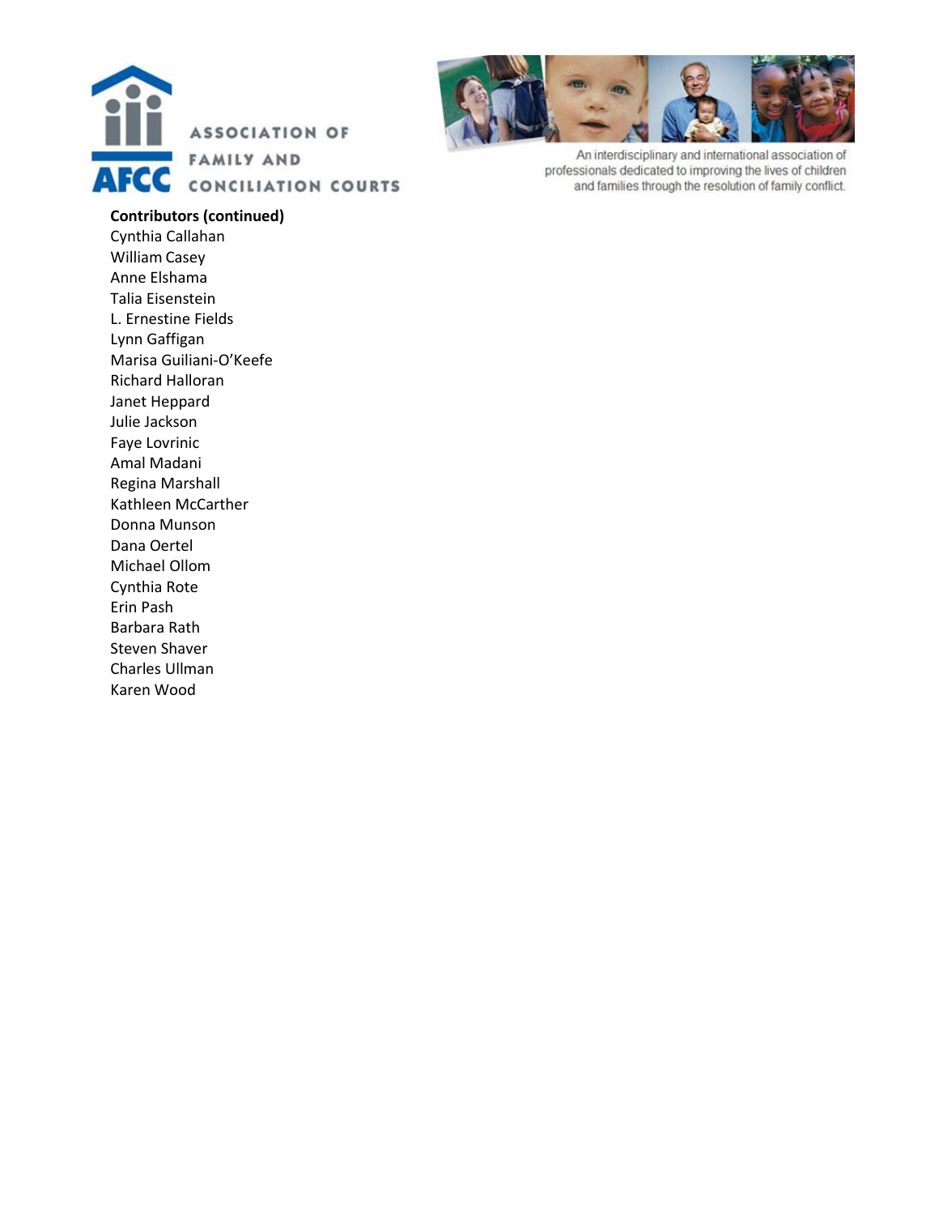**Contributors (continued)**

Cynthia Callahan
William Casey
Anne Elshama
Talia Eisenstein
L. Ernestine Fields
Lynn Gaffigan
Marisa Guiliani-O'Keefe
Richard Halloran
Janet Heppard
Julie Jackson
Faye Lovrinic
Amal Madani
Regina Marshall
Kathleen McCarther
Donna Munson
Dana Oertel
Michael Ollom
Cynthia Rote
Erin Pash
Barbara Rath
Steven Shaver
Charles Ullman
Karen Wood